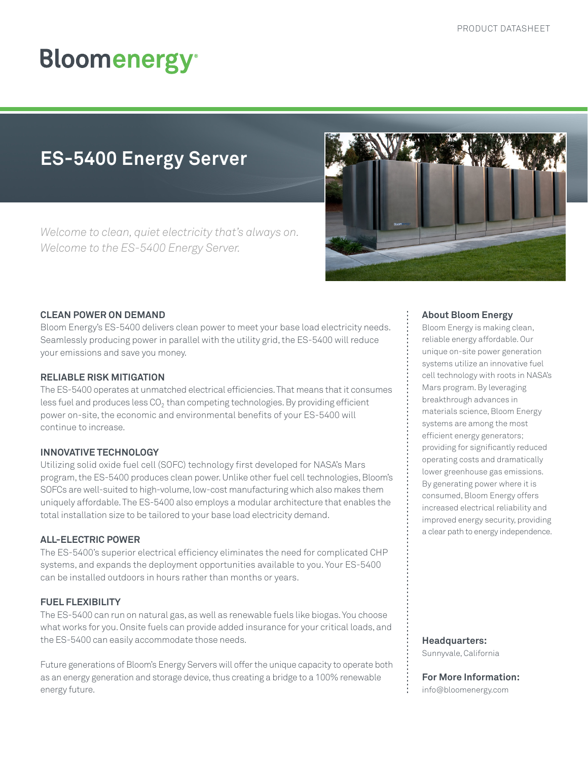PRODUCT DATASHEET

Bloomenergy

# ES-5400 Energy Server

*Welcome to clean, quiet electricity that's always on.*
*Welcome to the ES-5400 Energy Server.*

### CLEAN POWER ON DEMAND

Bloom Energy's ES-5400 delivers clean power to meet your base load electricity needs. Seamlessly producing power in parallel with the utility grid, the ES-5400 will reduce your emissions and save you money.

### RELIABLE RISK MITIGATION

The ES-5400 operates at unmatched electrical efficiencies. That means that it consumes less fuel and produces less $CO_2$ than competing technologies. By providing efficient power on-site, the economic and environmental benefits of your ES-5400 will continue to increase.

### INNOVATIVE TECHNOLOGY

Utilizing solid oxide fuel cell (SOFC) technology first developed for NASA's Mars program, the ES-5400 produces clean power. Unlike other fuel cell technologies, Bloom's SOFCs are well-suited to high-volume, low-cost manufacturing which also makes them uniquely affordable. The ES-5400 also employs a modular architecture that enables the total installation size to be tailored to your base load electricity demand.

### ALL-ELECTRIC POWER

The ES-5400's superior electrical efficiency eliminates the need for complicated CHP systems, and expands the deployment opportunities available to you. Your ES-5400 can be installed outdoors in hours rather than months or years.

### FUEL FLEXIBILITY

The ES-5400 can run on natural gas, as well as renewable fuels like biogas. You choose what works for you. Onsite fuels can provide added insurance for your critical loads, and the ES-5400 can easily accommodate those needs.

Future generations of Bloom's Energy Servers will offer the unique capacity to operate both as an energy generation and storage device, thus creating a bridge to a 100% renewable energy future.

### About Bloom Energy

Bloom Energy is making clean, reliable energy affordable. Our unique on-site power generation systems utilize an innovative fuel cell technology with roots in NASA's Mars program. By leveraging breakthrough advances in materials science, Bloom Energy systems are among the most efficient energy generators; providing for significantly reduced operating costs and dramatically lower greenhouse gas emissions. By generating power where it is consumed, Bloom Energy offers increased electrical reliability and improved energy security, providing a clear path to energy independence.

**Headquarters:**
Sunnyvale, California

**For More Information:**
info@bloomenergy.com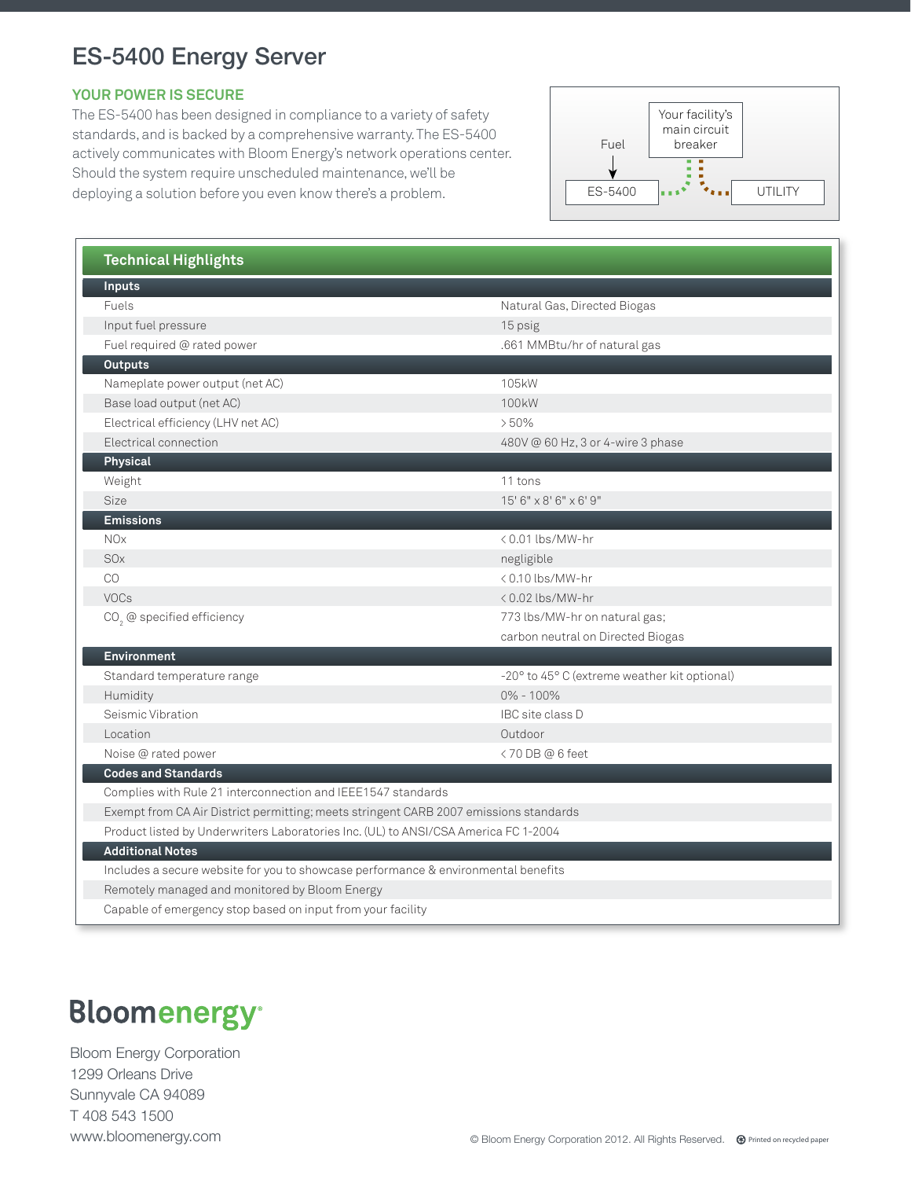# ES-5400 Energy Server

## YOUR POWER IS SECURE

The ES-5400 has been designed in compliance to a variety of safety standards, and is backed by a comprehensive warranty. The ES-5400 actively communicates with Bloom Energy's network operations center. Should the system require unscheduled maintenance, we'll be deploying a solution before you even know there's a problem.

Your facility's main circuit breaker

Fuel

ES-5400

UTILITY

## Technical Highlights

| | |
|---|---|
| **Inputs** | |
| Fuels | Natural Gas, Directed Biogas |
| Input fuel pressure | 15 psig |
| Fuel required @ rated power | .661 MMBtu/hr of natural gas |
| **Outputs** | |
| Nameplate power output (net AC) | 105kW |
| Base load output (net AC) | 100kW |
| Electrical efficiency (LHV net AC) | > 50% |
| Electrical connection | 480V @ 60 Hz, 3 or 4-wire 3 phase |
| **Physical** | |
| Weight | 11 tons |
| Size | 15' 6" x 8' 6" x 6' 9" |
| **Emissions** | |
| NOx | < 0.01 lbs/MW-hr |
| SOx | negligible |
| CO | < 0.10 lbs/MW-hr |
| VOCs | < 0.02 lbs/MW-hr |
| $CO_2$ @ specified efficiency | 773 lbs/MW-hr on natural gas; carbon neutral on Directed Biogas |
| **Environment** | |
| Standard temperature range | -20° to 45° C (extreme weather kit optional) |
| Humidity | 0% - 100% |
| Seismic Vibration | IBC site class D |
| Location | Outdoor |
| Noise @ rated power | < 70 DB @ 6 feet |
| **Codes and Standards** | |
| Complies with Rule 21 interconnection and IEEE1547 standards | |
| Exempt from CA Air District permitting; meets stringent CARB 2007 emissions standards | |
| Product listed by Underwriters Laboratories Inc. (UL) to ANSI/CSA America FC 1-2004 | |
| **Additional Notes** | |
| Includes a secure website for you to showcase performance & environmental benefits | |
| Remotely managed and monitored by Bloom Energy | |
| Capable of emergency stop based on input from your facility | |

**Bloomenergy**

Bloom Energy Corporation
1299 Orleans Drive
Sunnyvale CA 94089
T 408 543 1500
www.bloomenergy.com

© Bloom Energy Corporation 2012. All Rights Reserved. Printed on recycled paper